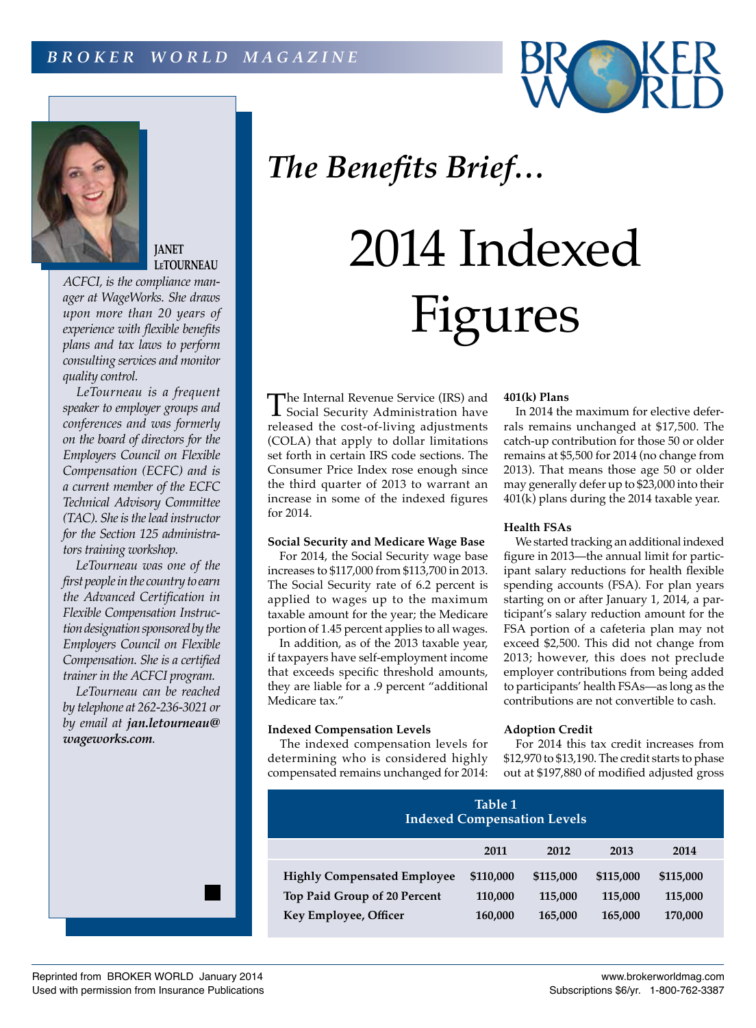*The Benefits Brief…*

# 2014 Indexed Figures

**JANET LeTOURNEAU**

*ACFCI, is the compliance manager at WageWorks. She draws upon more than 20 years of experience with flexible benefits plans and tax laws to perform consulting services and monitor quality control.*

*LeTourneau is a frequent speaker to employer groups and conferences and was formerly on the board of directors for the Employers Council on Flexible Compensation (ECFC) and is a current member of the ECFC Technical Advisory Committee (TAC). She is the lead instructor for the Section 125 administrators training workshop.*

*LeTourneau was one of the first people in the country to earn the Advanced Certification in Flexible Compensation Instruction designation sponsored by the Employers Council on Flexible Compensation. She is a certified trainer in the ACFCI program.*

*LeTourneau can be reached by telephone at 262-236-3021 or by email at* ***jan.letourneau@wageworks.com****.*

The Internal Revenue Service (IRS) and Social Security Administration have released the cost-of-living adjustments (COLA) that apply to dollar limitations set forth in certain IRS code sections. The Consumer Price Index rose enough since the third quarter of 2013 to warrant an increase in some of the indexed figures for 2014.

**Social Security and Medicare Wage Base**

For 2014, the Social Security wage base increases to $117,000 from $113,700 in 2013. The Social Security rate of 6.2 percent is applied to wages up to the maximum taxable amount for the year; the Medicare portion of 1.45 percent applies to all wages.

In addition, as of the 2013 taxable year, if taxpayers have self-employment income that exceeds specific threshold amounts, they are liable for a .9 percent "additional Medicare tax."

**Indexed Compensation Levels**

The indexed compensation levels for determining who is considered highly compensated remains unchanged for 2014:

**401(k) Plans**

In 2014 the maximum for elective deferrals remains unchanged at $17,500. The catch-up contribution for those 50 or older remains at $5,500 for 2014 (no change from 2013). That means those age 50 or older may generally defer up to $23,000 into their 401(k) plans during the 2014 taxable year.

**Health FSAs**

We started tracking an additional indexed figure in 2013—the annual limit for participant salary reductions for health flexible spending accounts (FSA). For plan years starting on or after January 1, 2014, a participant's salary reduction amount for the FSA portion of a cafeteria plan may not exceed $2,500. This did not change from 2013; however, this does not preclude employer contributions from being added to participants' health FSAs—as long as the contributions are not convertible to cash.

**Adoption Credit**

For 2014 this tax credit increases from $12,970 to $13,190. The credit starts to phase out at $197,880 of modified adjusted gross

**Table 1**
**Indexed Compensation Levels**

| | 2011 | 2012 | 2013 | 2014 |
|---|---|---|---|---|
| **Highly Compensated Employee** | $110,000 | $115,000 | $115,000 | $115,000 |
| **Top Paid Group of 20 Percent** | 110,000 | 115,000 | 115,000 | 115,000 |
| **Key Employee, Officer** | 160,000 | 165,000 | 165,000 | 170,000 |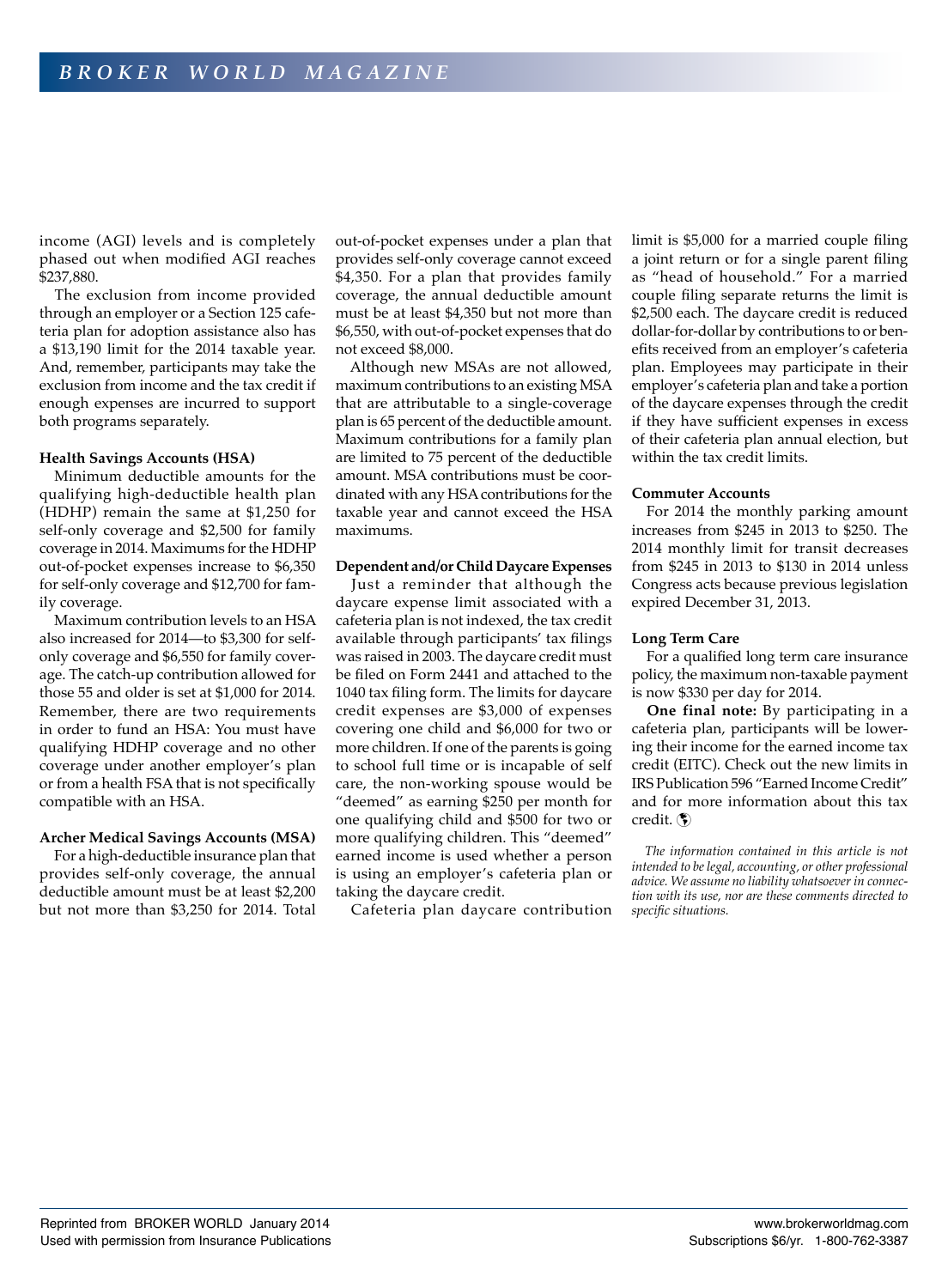income (AGI) levels and is completely phased out when modified AGI reaches $237,880.

The exclusion from income provided through an employer or a Section 125 cafeteria plan for adoption assistance also has a $13,190 limit for the 2014 taxable year. And, remember, participants may take the exclusion from income and the tax credit if enough expenses are incurred to support both programs separately.

**Health Savings Accounts (HSA)**

Minimum deductible amounts for the qualifying high-deductible health plan (HDHP) remain the same at $1,250 for self-only coverage and $2,500 for family coverage in 2014. Maximums for the HDHP out-of-pocket expenses increase to $6,350 for self-only coverage and $12,700 for family coverage.

Maximum contribution levels to an HSA also increased for 2014—to $3,300 for self-only coverage and $6,550 for family coverage. The catch-up contribution allowed for those 55 and older is set at $1,000 for 2014. Remember, there are two requirements in order to fund an HSA: You must have qualifying HDHP coverage and no other coverage under another employer's plan or from a health FSA that is not specifically compatible with an HSA.

**Archer Medical Savings Accounts (MSA)**

For a high-deductible insurance plan that provides self-only coverage, the annual deductible amount must be at least $2,200 but not more than $3,250 for 2014. Total out-of-pocket expenses under a plan that provides self-only coverage cannot exceed $4,350. For a plan that provides family coverage, the annual deductible amount must be at least $4,350 but not more than $6,550, with out-of-pocket expenses that do not exceed $8,000.

Although new MSAs are not allowed, maximum contributions to an existing MSA that are attributable to a single-coverage plan is 65 percent of the deductible amount. Maximum contributions for a family plan are limited to 75 percent of the deductible amount. MSA contributions must be coordinated with any HSA contributions for the taxable year and cannot exceed the HSA maximums.

**Dependent and/or Child Daycare Expenses**

Just a reminder that although the daycare expense limit associated with a cafeteria plan is not indexed, the tax credit available through participants' tax filings was raised in 2003. The daycare credit must be filed on Form 2441 and attached to the 1040 tax filing form. The limits for daycare credit expenses are $3,000 of expenses covering one child and $6,000 for two or more children. If one of the parents is going to school full time or is incapable of self care, the non-working spouse would be "deemed" as earning $250 per month for one qualifying child and $500 for two or more qualifying children. This "deemed" earned income is used whether a person is using an employer's cafeteria plan or taking the daycare credit.

Cafeteria plan daycare contribution limit is $5,000 for a married couple filing a joint return or for a single parent filing as "head of household." For a married couple filing separate returns the limit is $2,500 each. The daycare credit is reduced dollar-for-dollar by contributions to or benefits received from an employer's cafeteria plan. Employees may participate in their employer's cafeteria plan and take a portion of the daycare expenses through the credit if they have sufficient expenses in excess of their cafeteria plan annual election, but within the tax credit limits.

**Commuter Accounts**

For 2014 the monthly parking amount increases from $245 in 2013 to $250. The 2014 monthly limit for transit decreases from $245 in 2013 to $130 in 2014 unless Congress acts because previous legislation expired December 31, 2013.

**Long Term Care**

For a qualified long term care insurance policy, the maximum non-taxable payment is now $330 per day for 2014.

**One final note:** By participating in a cafeteria plan, participants will be lowering their income for the earned income tax credit (EITC). Check out the new limits in IRS Publication 596 "Earned Income Credit" and for more information about this tax credit.

*The information contained in this article is not intended to be legal, accounting, or other professional advice. We assume no liability whatsoever in connection with its use, nor are these comments directed to specific situations.*